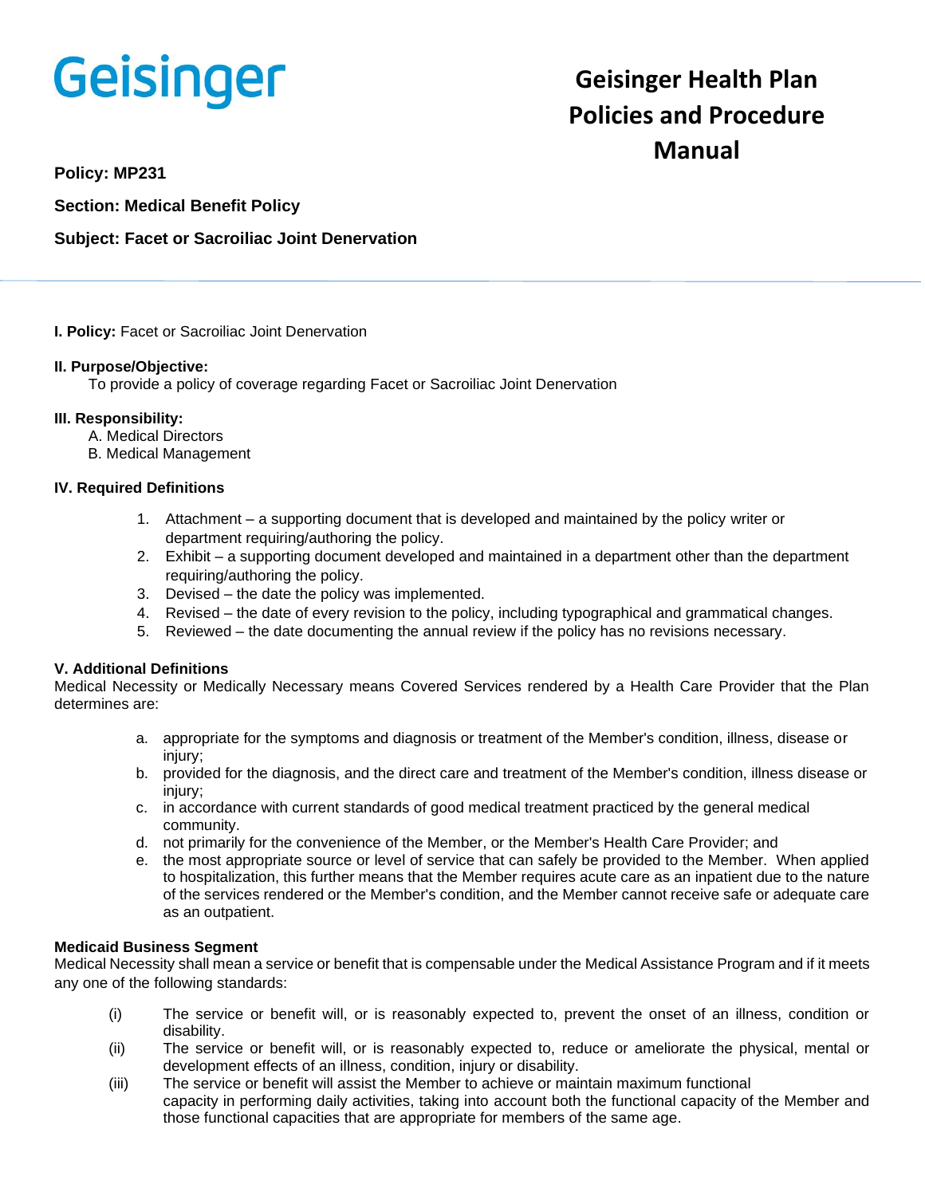Geisinger

# Geisinger Health Plan Policies and Procedure Manual

**Policy: MP231**

**Section: Medical Benefit Policy**

**Subject: Facet or Sacroiliac Joint Denervation**

**I. Policy:** Facet or Sacroiliac Joint Denervation

**II. Purpose/Objective:**
To provide a policy of coverage regarding Facet or Sacroiliac Joint Denervation

**III. Responsibility:**
A. Medical Directors
B. Medical Management

**IV. Required Definitions**

1. Attachment – a supporting document that is developed and maintained by the policy writer or department requiring/authoring the policy.
2. Exhibit – a supporting document developed and maintained in a department other than the department requiring/authoring the policy.
3. Devised – the date the policy was implemented.
4. Revised – the date of every revision to the policy, including typographical and grammatical changes.
5. Reviewed – the date documenting the annual review if the policy has no revisions necessary.

**V. Additional Definitions**

Medical Necessity or Medically Necessary means Covered Services rendered by a Health Care Provider that the Plan determines are:

a. appropriate for the symptoms and diagnosis or treatment of the Member's condition, illness, disease or injury;
b. provided for the diagnosis, and the direct care and treatment of the Member's condition, illness disease or injury;
c. in accordance with current standards of good medical treatment practiced by the general medical community.
d. not primarily for the convenience of the Member, or the Member's Health Care Provider; and
e. the most appropriate source or level of service that can safely be provided to the Member. When applied to hospitalization, this further means that the Member requires acute care as an inpatient due to the nature of the services rendered or the Member's condition, and the Member cannot receive safe or adequate care as an outpatient.

**Medicaid Business Segment**

Medical Necessity shall mean a service or benefit that is compensable under the Medical Assistance Program and if it meets any one of the following standards:

(i) The service or benefit will, or is reasonably expected to, prevent the onset of an illness, condition or disability.
(ii) The service or benefit will, or is reasonably expected to, reduce or ameliorate the physical, mental or development effects of an illness, condition, injury or disability.
(iii) The service or benefit will assist the Member to achieve or maintain maximum functional capacity in performing daily activities, taking into account both the functional capacity of the Member and those functional capacities that are appropriate for members of the same age.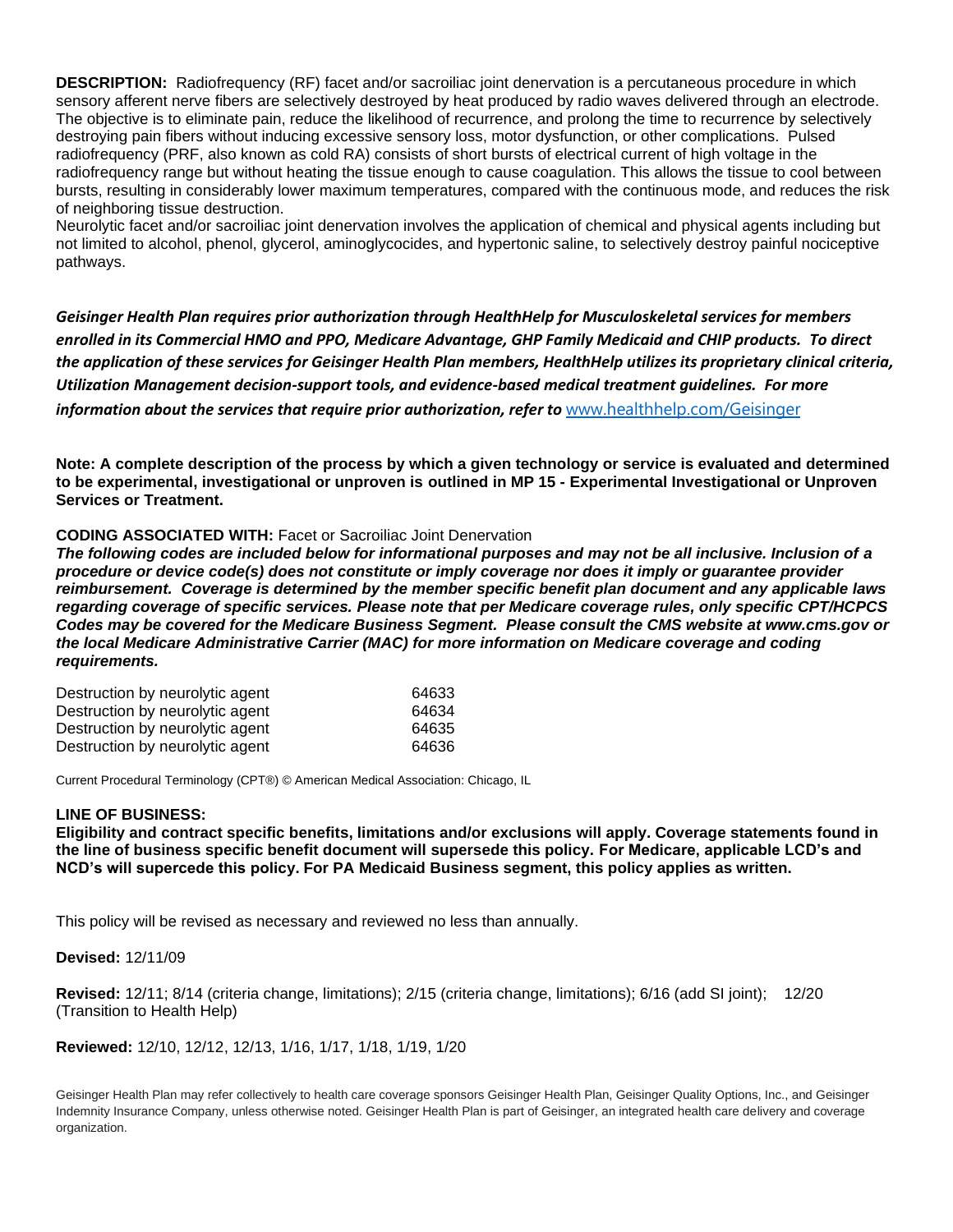**DESCRIPTION:** Radiofrequency (RF) facet and/or sacroiliac joint denervation is a percutaneous procedure in which sensory afferent nerve fibers are selectively destroyed by heat produced by radio waves delivered through an electrode. The objective is to eliminate pain, reduce the likelihood of recurrence, and prolong the time to recurrence by selectively destroying pain fibers without inducing excessive sensory loss, motor dysfunction, or other complications. Pulsed radiofrequency (PRF, also known as cold RA) consists of short bursts of electrical current of high voltage in the radiofrequency range but without heating the tissue enough to cause coagulation. This allows the tissue to cool between bursts, resulting in considerably lower maximum temperatures, compared with the continuous mode, and reduces the risk of neighboring tissue destruction.
Neurolytic facet and/or sacroiliac joint denervation involves the application of chemical and physical agents including but not limited to alcohol, phenol, glycerol, aminoglycocides, and hypertonic saline, to selectively destroy painful nociceptive pathways.

***Geisinger Health Plan requires prior authorization through HealthHelp for Musculoskeletal services for members enrolled in its Commercial HMO and PPO, Medicare Advantage, GHP Family Medicaid and CHIP products. To direct the application of these services for Geisinger Health Plan members, HealthHelp utilizes its proprietary clinical criteria, Utilization Management decision-support tools, and evidence-based medical treatment guidelines. For more information about the services that require prior authorization, refer to*** www.healthhelp.com/Geisinger

**Note: A complete description of the process by which a given technology or service is evaluated and determined to be experimental, investigational or unproven is outlined in MP 15 - Experimental Investigational or Unproven Services or Treatment.**

**CODING ASSOCIATED WITH:** Facet or Sacroiliac Joint Denervation
***The following codes are included below for informational purposes and may not be all inclusive. Inclusion of a procedure or device code(s) does not constitute or imply coverage nor does it imply or guarantee provider reimbursement. Coverage is determined by the member specific benefit plan document and any applicable laws regarding coverage of specific services. Please note that per Medicare coverage rules, only specific CPT/HCPCS Codes may be covered for the Medicare Business Segment. Please consult the CMS website at www.cms.gov or the local Medicare Administrative Carrier (MAC) for more information on Medicare coverage and coding requirements.***

| | |
|---|---|
| Destruction by neurolytic agent | 64633 |
| Destruction by neurolytic agent | 64634 |
| Destruction by neurolytic agent | 64635 |
| Destruction by neurolytic agent | 64636 |

Current Procedural Terminology (CPT®) © American Medical Association: Chicago, IL

**LINE OF BUSINESS:**
**Eligibility and contract specific benefits, limitations and/or exclusions will apply. Coverage statements found in the line of business specific benefit document will supersede this policy. For Medicare, applicable LCD's and NCD's will supercede this policy. For PA Medicaid Business segment, this policy applies as written.**

This policy will be revised as necessary and reviewed no less than annually.

**Devised:** 12/11/09

**Revised:** 12/11; 8/14 (criteria change, limitations); 2/15 (criteria change, limitations); 6/16 (add SI joint); 12/20 (Transition to Health Help)

**Reviewed:** 12/10, 12/12, 12/13, 1/16, 1/17, 1/18, 1/19, 1/20

Geisinger Health Plan may refer collectively to health care coverage sponsors Geisinger Health Plan, Geisinger Quality Options, Inc., and Geisinger Indemnity Insurance Company, unless otherwise noted. Geisinger Health Plan is part of Geisinger, an integrated health care delivery and coverage organization.